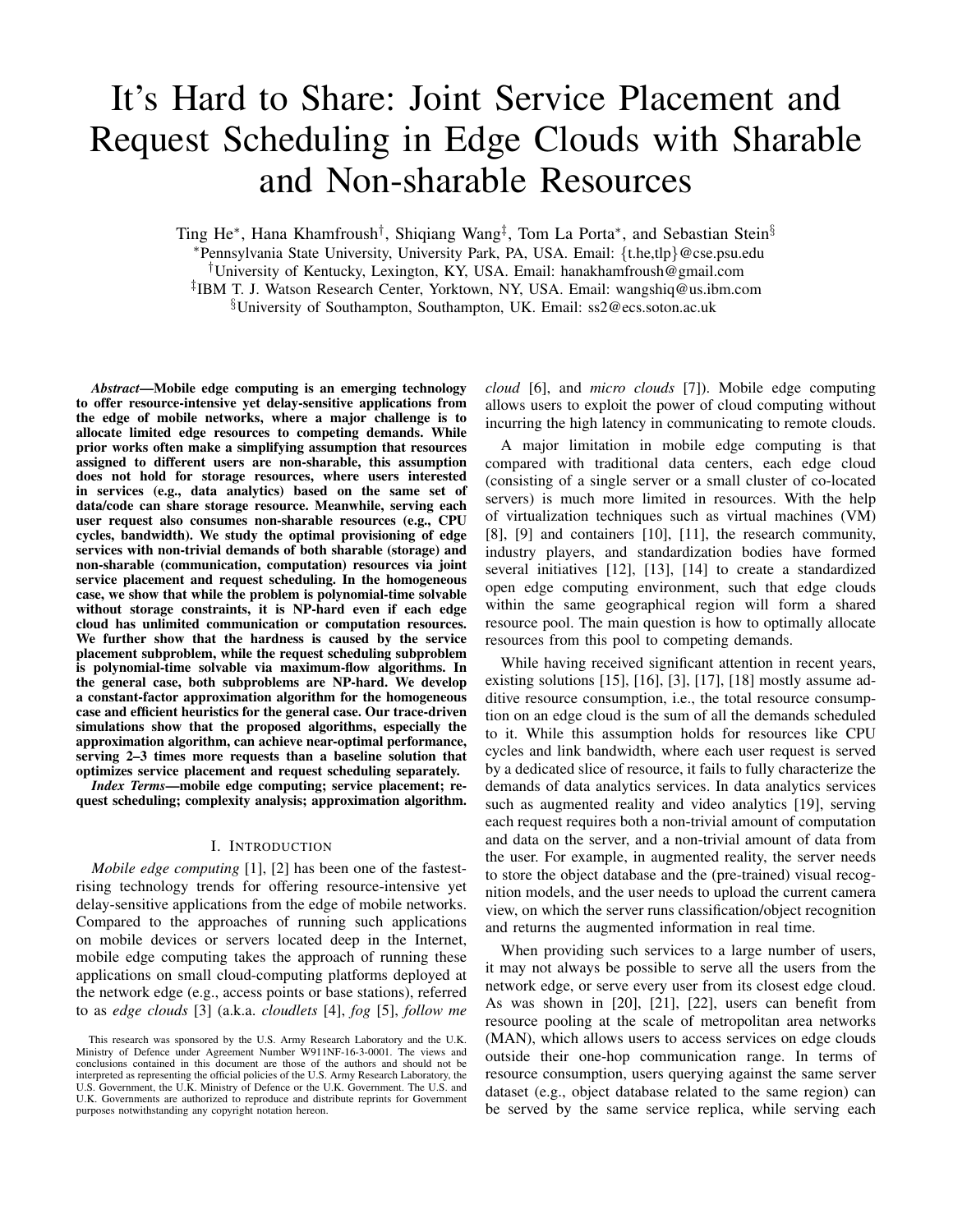# It's Hard to Share: Joint Service Placement and Request Scheduling in Edge Clouds with Sharable and Non-sharable Resources

Ting He*, Hana Khamfroush†, Shiqiang Wang‡, Tom La Porta*, and Sebastian Stein§

*Pennsylvania State University, University Park, PA, USA. Email: {t.he,tlp}@cse.psu.edu

†University of Kentucky, Lexington, KY, USA. Email: hanakhamfroush@gmail.com

‡IBM T. J. Watson Research Center, Yorktown, NY, USA. Email: wangshiq@us.ibm.com

§University of Southampton, Southampton, UK. Email: ss2@ecs.soton.ac.uk

***Abstract*—Mobile edge computing is an emerging technology to offer resource-intensive yet delay-sensitive applications from the edge of mobile networks, where a major challenge is to allocate limited edge resources to competing demands. While prior works often make a simplifying assumption that resources assigned to different users are non-sharable, this assumption does not hold for storage resources, where users interested in services (e.g., data analytics) based on the same set of data/code can share storage resource. Meanwhile, serving each user request also consumes non-sharable resources (e.g., CPU cycles, bandwidth). We study the optimal provisioning of edge services with non-trivial demands of both sharable (storage) and non-sharable (communication, computation) resources via joint service placement and request scheduling. In the homogeneous case, we show that while the problem is polynomial-time solvable without storage constraints, it is NP-hard even if each edge cloud has unlimited communication or computation resources. We further show that the hardness is caused by the service placement subproblem, while the request scheduling subproblem is polynomial-time solvable via maximum-flow algorithms. In the general case, both subproblems are NP-hard. We develop a constant-factor approximation algorithm for the homogeneous case and efficient heuristics for the general case. Our trace-driven simulations show that the proposed algorithms, especially the approximation algorithm, can achieve near-optimal performance, serving 2–3 times more requests than a baseline solution that optimizes service placement and request scheduling separately.**

***Index Terms*—mobile edge computing; service placement; request scheduling; complexity analysis; approximation algorithm.**

## I. Introduction

*Mobile edge computing* [1], [2] has been one of the fastest-rising technology trends for offering resource-intensive yet delay-sensitive applications from the edge of mobile networks. Compared to the approaches of running such applications on mobile devices or servers located deep in the Internet, mobile edge computing takes the approach of running these applications on small cloud-computing platforms deployed at the network edge (e.g., access points or base stations), referred to as *edge clouds* [3] (a.k.a. *cloudlets* [4], *fog* [5], *follow me cloud* [6], and *micro clouds* [7]). Mobile edge computing allows users to exploit the power of cloud computing without incurring the high latency in communicating to remote clouds.

A major limitation in mobile edge computing is that compared with traditional data centers, each edge cloud (consisting of a single server or a small cluster of co-located servers) is much more limited in resources. With the help of virtualization techniques such as virtual machines (VM) [8], [9] and containers [10], [11], the research community, industry players, and standardization bodies have formed several initiatives [12], [13], [14] to create a standardized open edge computing environment, such that edge clouds within the same geographical region will form a shared resource pool. The main question is how to optimally allocate resources from this pool to competing demands.

While having received significant attention in recent years, existing solutions [15], [16], [3], [17], [18] mostly assume additive resource consumption, i.e., the total resource consumption on an edge cloud is the sum of all the demands scheduled to it. While this assumption holds for resources like CPU cycles and link bandwidth, where each user request is served by a dedicated slice of resource, it fails to fully characterize the demands of data analytics services. In data analytics services such as augmented reality and video analytics [19], serving each request requires both a non-trivial amount of computation and data on the server, and a non-trivial amount of data from the user. For example, in augmented reality, the server needs to store the object database and the (pre-trained) visual recognition models, and the user needs to upload the current camera view, on which the server runs classification/object recognition and returns the augmented information in real time.

When providing such services to a large number of users, it may not always be possible to serve all the users from the network edge, or serve every user from its closest edge cloud. As was shown in [20], [21], [22], users can benefit from resource pooling at the scale of metropolitan area networks (MAN), which allows users to access services on edge clouds outside their one-hop communication range. In terms of resource consumption, users querying against the same server dataset (e.g., object database related to the same region) can be served by the same service replica, while serving each

This research was sponsored by the U.S. Army Research Laboratory and the U.K. Ministry of Defence under Agreement Number W911NF-16-3-0001. The views and conclusions contained in this document are those of the authors and should not be interpreted as representing the official policies of the U.S. Army Research Laboratory, the U.S. Government, the U.K. Ministry of Defence or the U.K. Government. The U.S. and U.K. Governments are authorized to reproduce and distribute reprints for Government purposes notwithstanding any copyright notation hereon.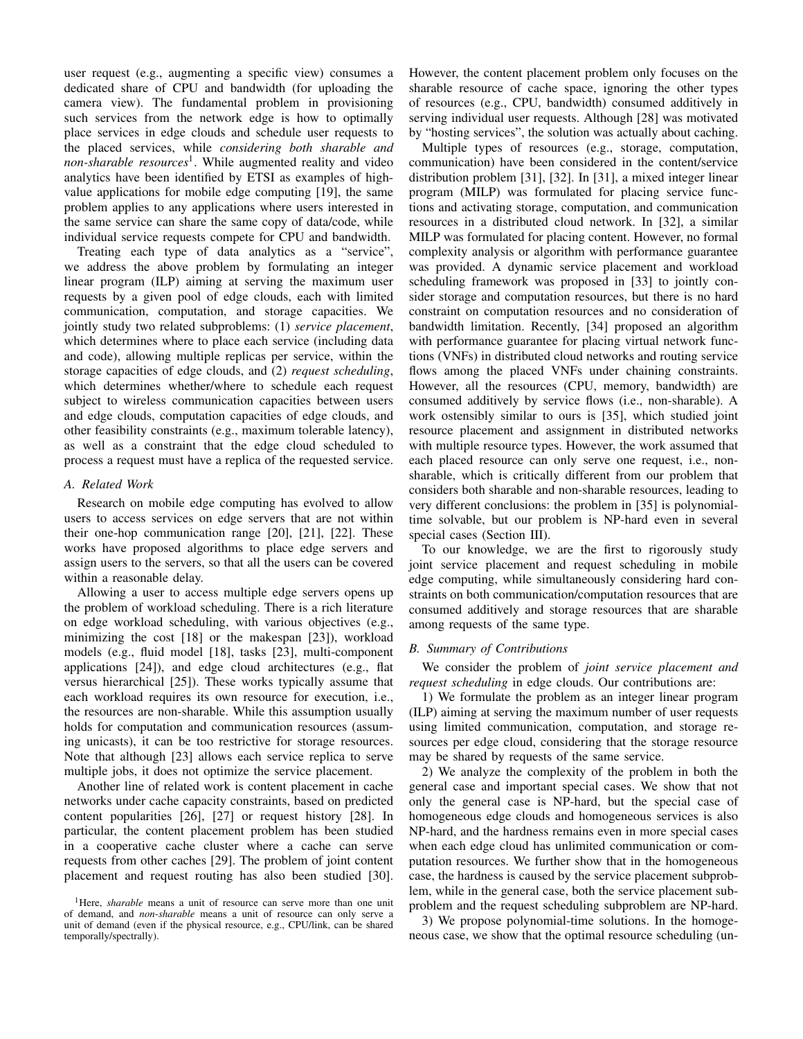user request (e.g., augmenting a specific view) consumes a dedicated share of CPU and bandwidth (for uploading the camera view). The fundamental problem in provisioning such services from the network edge is how to optimally place services in edge clouds and schedule user requests to the placed services, while *considering both sharable and non-sharable resources*[1]. While augmented reality and video analytics have been identified by ETSI as examples of high-value applications for mobile edge computing [19], the same problem applies to any applications where users interested in the same service can share the same copy of data/code, while individual service requests compete for CPU and bandwidth.

Treating each type of data analytics as a "service", we address the above problem by formulating an integer linear program (ILP) aiming at serving the maximum user requests by a given pool of edge clouds, each with limited communication, computation, and storage capacities. We jointly study two related subproblems: (1) *service placement*, which determines where to place each service (including data and code), allowing multiple replicas per service, within the storage capacities of edge clouds, and (2) *request scheduling*, which determines whether/where to schedule each request subject to wireless communication capacities between users and edge clouds, computation capacities of edge clouds, and other feasibility constraints (e.g., maximum tolerable latency), as well as a constraint that the edge cloud scheduled to process a request must have a replica of the requested service.

### A. Related Work

Research on mobile edge computing has evolved to allow users to access services on edge servers that are not within their one-hop communication range [20], [21], [22]. These works have proposed algorithms to place edge servers and assign users to the servers, so that all the users can be covered within a reasonable delay.

Allowing a user to access multiple edge servers opens up the problem of workload scheduling. There is a rich literature on edge workload scheduling, with various objectives (e.g., minimizing the cost [18] or the makespan [23]), workload models (e.g., fluid model [18], tasks [23], multi-component applications [24]), and edge cloud architectures (e.g., flat versus hierarchical [25]). These works typically assume that each workload requires its own resource for execution, i.e., the resources are non-sharable. While this assumption usually holds for computation and communication resources (assuming unicasts), it can be too restrictive for storage resources. Note that although [23] allows each service replica to serve multiple jobs, it does not optimize the service placement.

Another line of related work is content placement in cache networks under cache capacity constraints, based on predicted content popularities [26], [27] or request history [28]. In particular, the content placement problem has been studied in a cooperative cache cluster where a cache can serve requests from other caches [29]. The problem of joint content placement and request routing has also been studied [30]. However, the content placement problem only focuses on the sharable resource of cache space, ignoring the other types of resources (e.g., CPU, bandwidth) consumed additively in serving individual user requests. Although [28] was motivated by "hosting services", the solution was actually about caching.

Multiple types of resources (e.g., storage, computation, communication) have been considered in the content/service distribution problem [31], [32]. In [31], a mixed integer linear program (MILP) was formulated for placing service functions and activating storage, computation, and communication resources in a distributed cloud network. In [32], a similar MILP was formulated for placing content. However, no formal complexity analysis or algorithm with performance guarantee was provided. A dynamic service placement and workload scheduling framework was proposed in [33] to jointly consider storage and computation resources, but there is no hard constraint on computation resources and no consideration of bandwidth limitation. Recently, [34] proposed an algorithm with performance guarantee for placing virtual network functions (VNFs) in distributed cloud networks and routing service flows among the placed VNFs under chaining constraints. However, all the resources (CPU, memory, bandwidth) are consumed additively by service flows (i.e., non-sharable). A work ostensibly similar to ours is [35], which studied joint resource placement and assignment in distributed networks with multiple resource types. However, the work assumed that each placed resource can only serve one request, i.e., non-sharable, which is critically different from our problem that considers both sharable and non-sharable resources, leading to very different conclusions: the problem in [35] is polynomial-time solvable, but our problem is NP-hard even in several special cases (Section III).

To our knowledge, we are the first to rigorously study joint service placement and request scheduling in mobile edge computing, while simultaneously considering hard constraints on both communication/computation resources that are consumed additively and storage resources that are sharable among requests of the same type.

### B. Summary of Contributions

We consider the problem of *joint service placement and request scheduling* in edge clouds. Our contributions are:

1) We formulate the problem as an integer linear program (ILP) aiming at serving the maximum number of user requests using limited communication, computation, and storage resources per edge cloud, considering that the storage resource may be shared by requests of the same service.

2) We analyze the complexity of the problem in both the general case and important special cases. We show that not only the general case is NP-hard, but the special case of homogeneous edge clouds and homogeneous services is also NP-hard, and the hardness remains even in more special cases when each edge cloud has unlimited communication or computation resources. We further show that in the homogeneous case, the hardness is caused by the service placement subproblem, while in the general case, both the service placement subproblem and the request scheduling subproblem are NP-hard.

3) We propose polynomial-time solutions. In the homogeneous case, we show that the optimal resource scheduling (un-

[1]Here, *sharable* means a unit of resource can serve more than one unit of demand, and *non-sharable* means a unit of resource can only serve a unit of demand (even if the physical resource, e.g., CPU/link, can be shared temporally/spectrally).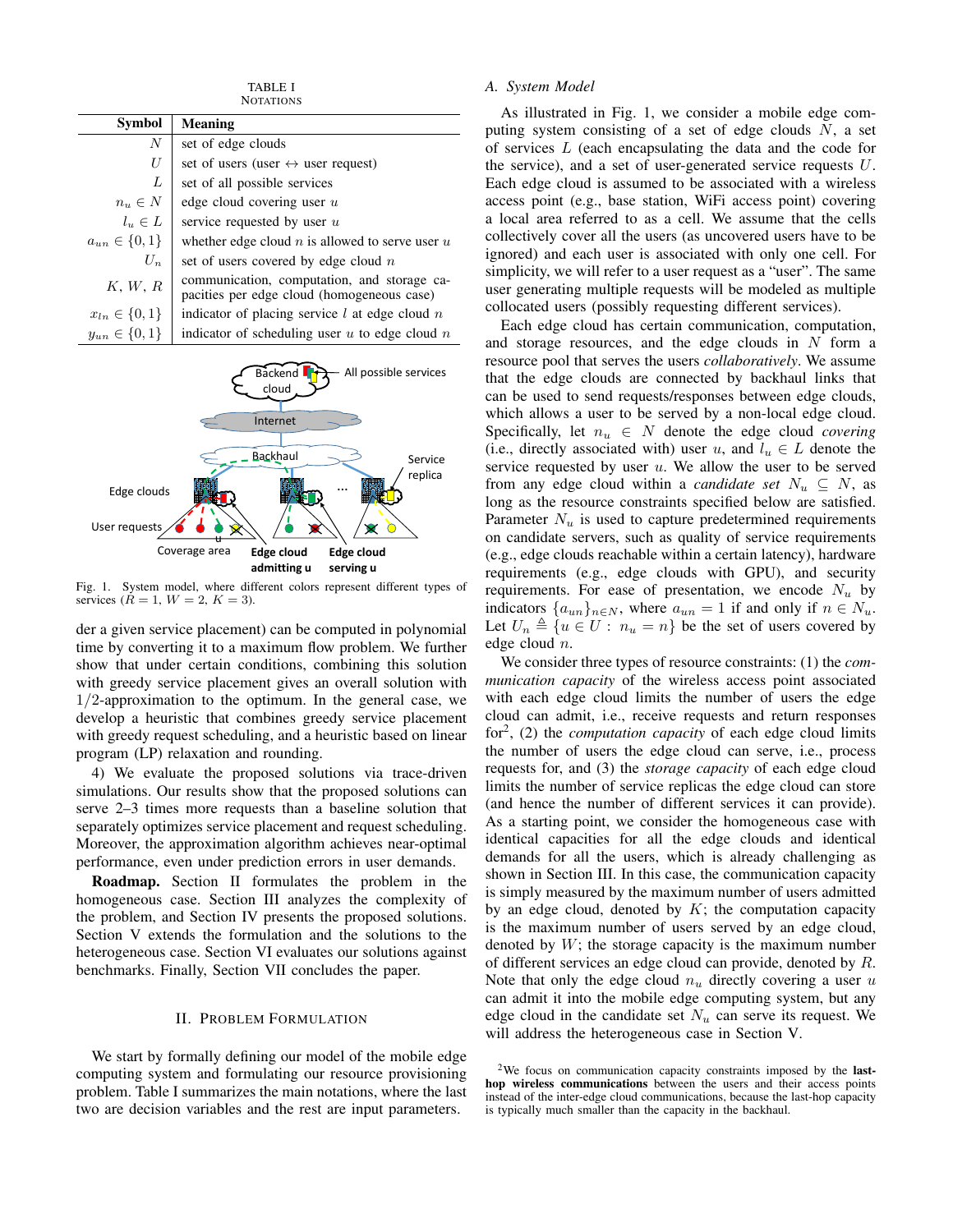TABLE I
NOTATIONS

| Symbol | Meaning |
|---|---|
| $N$ | set of edge clouds |
| $U$ | set of users (user ↔ user request) |
| $L$ | set of all possible services |
| $n_u \in N$ | edge cloud covering user $u$ |
| $l_u \in L$ | service requested by user $u$ |
| $a_{un} \in \{0,1\}$ | whether edge cloud $n$ is allowed to serve user $u$ |
| $U_n$ | set of users covered by edge cloud $n$ |
| $K$, $W$, $R$ | communication, computation, and storage capacities per edge cloud (homogeneous case) |
| $x_{ln} \in \{0,1\}$ | indicator of placing service $l$ at edge cloud $n$ |
| $y_{un} \in \{0,1\}$ | indicator of scheduling user $u$ to edge cloud $n$ |

Fig. 1. System model, where different colors represent different types of services ($R = 1$, $W = 2$, $K = 3$).

der a given service placement) can be computed in polynomial time by converting it to a maximum flow problem. We further show that under certain conditions, combining this solution with greedy service placement gives an overall solution with $1/2$-approximation to the optimum. In the general case, we develop a heuristic that combines greedy service placement with greedy request scheduling, and a heuristic based on linear program (LP) relaxation and rounding.

4) We evaluate the proposed solutions via trace-driven simulations. Our results show that the proposed solutions can serve 2–3 times more requests than a baseline solution that separately optimizes service placement and request scheduling. Moreover, the approximation algorithm achieves near-optimal performance, even under prediction errors in user demands.

**Roadmap.** Section II formulates the problem in the homogeneous case. Section III analyzes the complexity of the problem, and Section IV presents the proposed solutions. Section V extends the formulation and the solutions to the heterogeneous case. Section VI evaluates our solutions against benchmarks. Finally, Section VII concludes the paper.

## II. PROBLEM FORMULATION

We start by formally defining our model of the mobile edge computing system and formulating our resource provisioning problem. Table I summarizes the main notations, where the last two are decision variables and the rest are input parameters.

### A. System Model

As illustrated in Fig. 1, we consider a mobile edge computing system consisting of a set of edge clouds $N$, a set of services $L$ (each encapsulating the data and the code for the service), and a set of user-generated service requests $U$. Each edge cloud is assumed to be associated with a wireless access point (e.g., base station, WiFi access point) covering a local area referred to as a cell. We assume that the cells collectively cover all the users (as uncovered users have to be ignored) and each user is associated with only one cell. For simplicity, we will refer to a user request as a "user". The same user generating multiple requests will be modeled as multiple collocated users (possibly requesting different services).

Each edge cloud has certain communication, computation, and storage resources, and the edge clouds in $N$ form a resource pool that serves the users *collaboratively*. We assume that the edge clouds are connected by backhaul links that can be used to send requests/responses between edge clouds, which allows a user to be served by a non-local edge cloud. Specifically, let $n_u \in N$ denote the edge cloud *covering* (i.e., directly associated with) user $u$, and $l_u \in L$ denote the service requested by user $u$. We allow the user to be served from any edge cloud within a *candidate set* $N_u \subseteq N$, as long as the resource constraints specified below are satisfied. Parameter $N_u$ is used to capture predetermined requirements on candidate servers, such as quality of service requirements (e.g., edge clouds reachable within a certain latency), hardware requirements (e.g., edge clouds with GPU), and security requirements. For ease of presentation, we encode $N_u$ by indicators $\{a_{un}\}_{n \in N}$, where $a_{un} = 1$ if and only if $n \in N_u$. Let $U_n \triangleq \{u \in U : n_u = n\}$ be the set of users covered by edge cloud $n$.

We consider three types of resource constraints: (1) the *communication capacity* of the wireless access point associated with each edge cloud limits the number of users the edge cloud can admit, i.e., receive requests and return responses for[2], (2) the *computation capacity* of each edge cloud limits the number of users the edge cloud can serve, i.e., process requests for, and (3) the *storage capacity* of each edge cloud limits the number of service replicas the edge cloud can store (and hence the number of different services it can provide). As a starting point, we consider the homogeneous case with identical capacities for all the edge clouds and identical demands for all the users, which is already challenging as shown in Section III. In this case, the communication capacity is simply measured by the maximum number of users admitted by an edge cloud, denoted by $K$; the computation capacity is the maximum number of users served by an edge cloud, denoted by $W$; the storage capacity is the maximum number of different services an edge cloud can provide, denoted by $R$. Note that only the edge cloud $n_u$ directly covering a user $u$ can admit it into the mobile edge computing system, but any edge cloud in the candidate set $N_u$ can serve its request. We will address the heterogeneous case in Section V.

[2] We focus on communication capacity constraints imposed by the **last-hop wireless communications** between the users and their access points instead of the inter-edge cloud communications, because the last-hop capacity is typically much smaller than the capacity in the backhaul.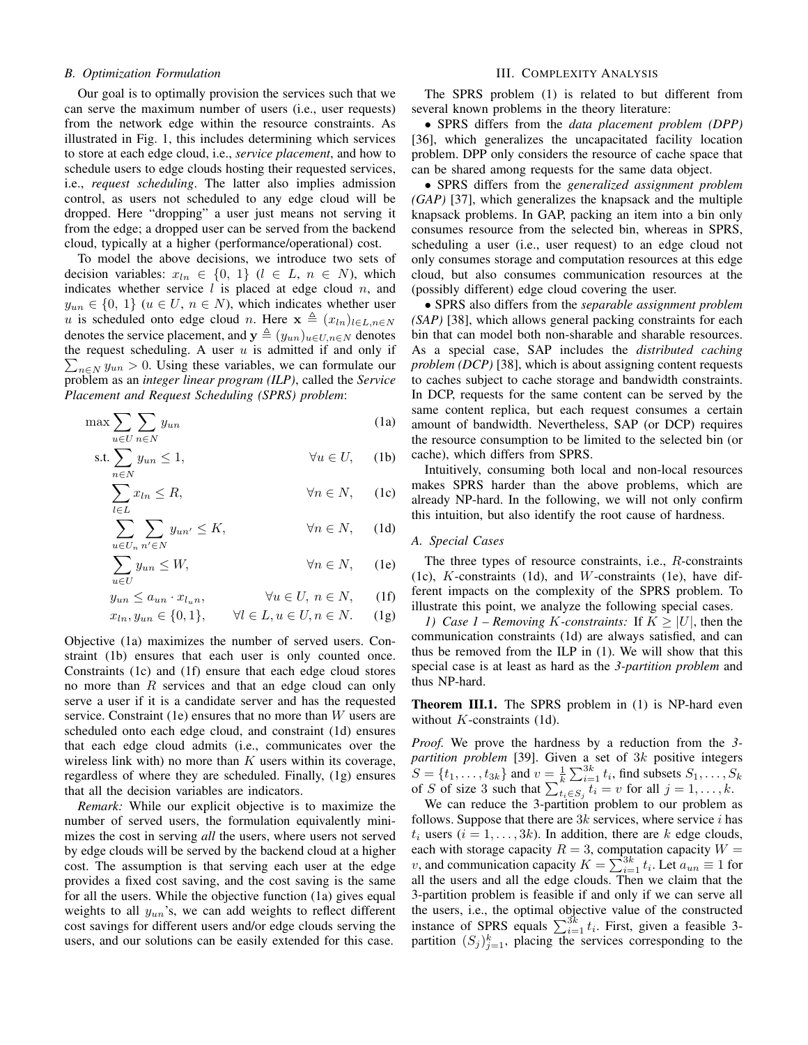### B. Optimization Formulation

Our goal is to optimally provision the services such that we can serve the maximum number of users (i.e., user requests) from the network edge within the resource constraints. As illustrated in Fig. 1, this includes determining which services to store at each edge cloud, i.e., *service placement*, and how to schedule users to edge clouds hosting their requested services, i.e., *request scheduling*. The latter also implies admission control, as users not scheduled to any edge cloud will be dropped. Here "dropping" a user just means not serving it from the edge; a dropped user can be served from the backend cloud, typically at a higher (performance/operational) cost.

To model the above decisions, we introduce two sets of decision variables: $x_{ln} \in \{0, 1\}$ ($l \in L$, $n \in N$), which indicates whether service $l$ is placed at edge cloud $n$, and $y_{un} \in \{0, 1\}$ ($u \in U$, $n \in N$), which indicates whether user $u$ is scheduled onto edge cloud $n$. Here $\mathbf{x} \triangleq (x_{ln})_{l \in L, n \in N}$ denotes the service placement, and $\mathbf{y} \triangleq (y_{un})_{u \in U, n \in N}$ denotes the request scheduling. A user $u$ is admitted if and only if $\sum_{n \in N} y_{un} > 0$. Using these variables, we can formulate our problem as an *integer linear program (ILP)*, called the *Service Placement and Request Scheduling (SPRS) problem*:

$$\max \sum_{u \in U} \sum_{n \in N} y_{un} \tag{1a}$$

$$\text{s.t.} \sum_{n \in N} y_{un} \leq 1, \qquad \forall u \in U, \tag{1b}$$

$$\sum_{l \in L} x_{ln} \leq R, \qquad \forall n \in N, \tag{1c}$$

$$\sum_{u \in U_n} \sum_{n' \in N} y_{un'} \leq K, \qquad \forall n \in N, \tag{1d}$$

$$\sum_{u \in U} y_{un} \leq W, \qquad \forall n \in N, \tag{1e}$$

$$y_{un} \leq a_{un} \cdot x_{l_u n}, \qquad \forall u \in U, \, n \in N, \tag{1f}$$

$$x_{ln}, y_{un} \in \{0, 1\}, \qquad \forall l \in L, u \in U, n \in N. \tag{1g}$$

Objective (1a) maximizes the number of served users. Constraint (1b) ensures that each user is only counted once. Constraints (1c) and (1f) ensure that each edge cloud stores no more than $R$ services and that an edge cloud can only serve a user if it is a candidate server and has the requested service. Constraint (1e) ensures that no more than $W$ users are scheduled onto each edge cloud, and constraint (1d) ensures that each edge cloud admits (i.e., communicates over the wireless link with) no more than $K$ users within its coverage, regardless of where they are scheduled. Finally, (1g) ensures that all the decision variables are indicators.

*Remark:* While our explicit objective is to maximize the number of served users, the formulation equivalently minimizes the cost in serving *all* the users, where users not served by edge clouds will be served by the backend cloud at a higher cost. The assumption is that serving each user at the edge provides a fixed cost saving, and the cost saving is the same for all the users. While the objective function (1a) gives equal weights to all $y_{un}$'s, we can add weights to reflect different cost savings for different users and/or edge clouds serving the users, and our solutions can be easily extended for this case.

## III. Complexity Analysis

The SPRS problem (1) is related to but different from several known problems in the theory literature:

- SPRS differs from the *data placement problem (DPP)* [36], which generalizes the uncapacitated facility location problem. DPP only considers the resource of cache space that can be shared among requests for the same data object.
- SPRS differs from the *generalized assignment problem (GAP)* [37], which generalizes the knapsack and the multiple knapsack problems. In GAP, packing an item into a bin only consumes resource from the selected bin, whereas in SPRS, scheduling a user (i.e., user request) to an edge cloud not only consumes storage and computation resources at this edge cloud, but also consumes communication resources at the (possibly different) edge cloud covering the user.
- SPRS also differs from the *separable assignment problem (SAP)* [38], which allows general packing constraints for each bin that can model both non-sharable and sharable resources. As a special case, SAP includes the *distributed caching problem (DCP)* [38], which is about assigning content requests to caches subject to cache storage and bandwidth constraints. In DCP, requests for the same content can be served by the same content replica, but each request consumes a certain amount of bandwidth. Nevertheless, SAP (or DCP) requires the resource consumption to be limited to the selected bin (or cache), which differs from SPRS.

Intuitively, consuming both local and non-local resources makes SPRS harder than the above problems, which are already NP-hard. In the following, we will not only confirm this intuition, but also identify the root cause of hardness.

### A. Special Cases

The three types of resource constraints, i.e., $R$-constraints (1c), $K$-constraints (1d), and $W$-constraints (1e), have different impacts on the complexity of the SPRS problem. To illustrate this point, we analyze the following special cases.

*1) Case 1 – Removing $K$-constraints:* If $K \geq |U|$, then the communication constraints (1d) are always satisfied, and can thus be removed from the ILP in (1). We will show that this special case is at least as hard as the *3-partition problem* and thus NP-hard.

**Theorem III.1.** The SPRS problem in (1) is NP-hard even without $K$-constraints (1d).

*Proof.* We prove the hardness by a reduction from the *3-partition problem* [39]. Given a set of $3k$ positive integers $S = \{t_1, \ldots, t_{3k}\}$ and $v = \frac{1}{k} \sum_{i=1}^{3k} t_i$, find subsets $S_1, \ldots, S_k$ of $S$ of size 3 such that $\sum_{t_i \in S_j} t_i = v$ for all $j = 1, \ldots, k$.

We can reduce the 3-partition problem to our problem as follows. Suppose that there are $3k$ services, where service $i$ has $t_i$ users ($i = 1, \ldots, 3k$). In addition, there are $k$ edge clouds, each with storage capacity $R = 3$, computation capacity $W = v$, and communication capacity $K = \sum_{i=1}^{3k} t_i$. Let $a_{un} \equiv 1$ for all the users and all the edge clouds. Then we claim that the 3-partition problem is feasible if and only if we can serve all the users, i.e., the optimal objective value of the constructed instance of SPRS equals $\sum_{i=1}^{3k} t_i$. First, given a feasible 3-partition $(S_j)_{j=1}^{k}$, placing the services corresponding to the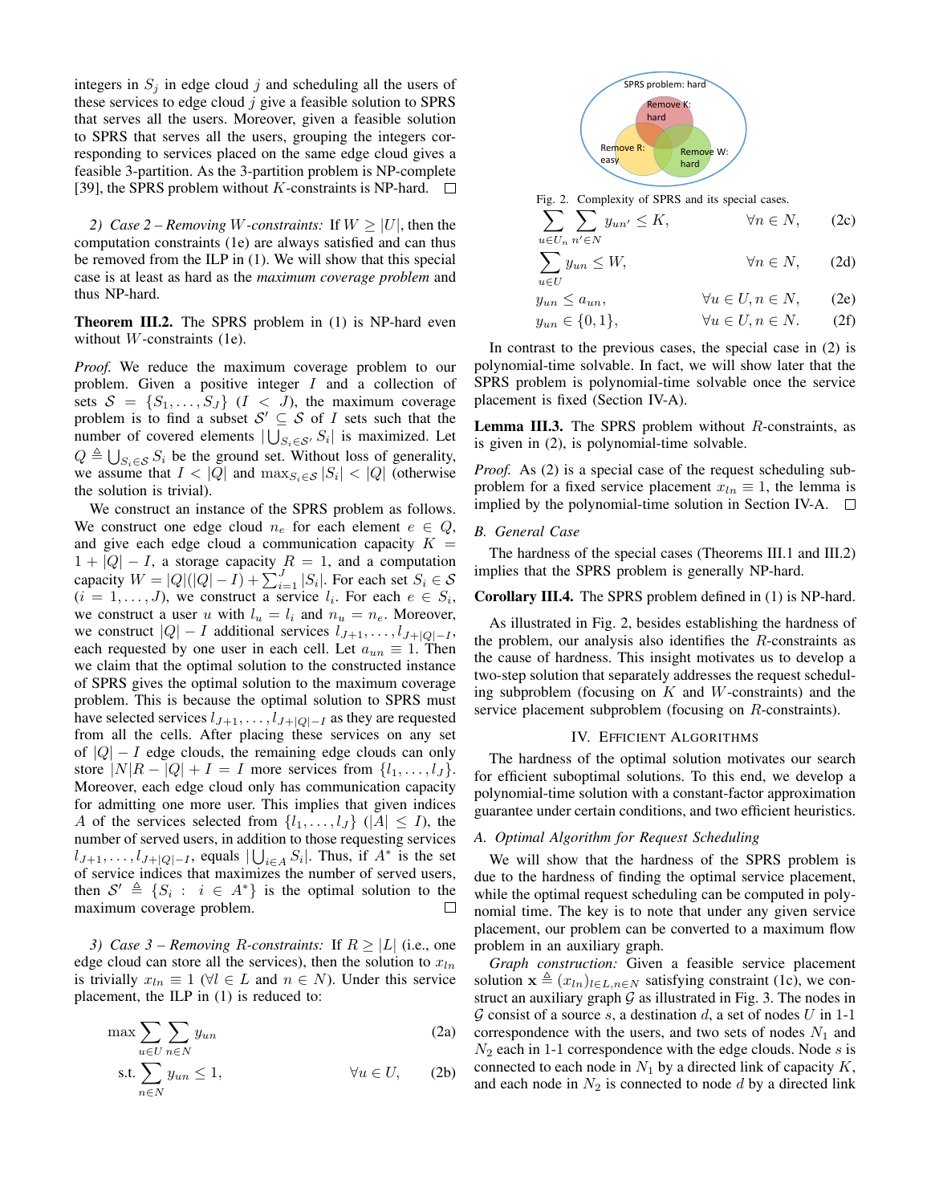integers in $S_j$ in edge cloud $j$ and scheduling all the users of these services to edge cloud $j$ give a feasible solution to SPRS that serves all the users. Moreover, given a feasible solution to SPRS that serves all the users, grouping the integers corresponding to services placed on the same edge cloud gives a feasible 3-partition. As the 3-partition problem is NP-complete [39], the SPRS problem without $K$-constraints is NP-hard. □

*2) Case 2 – Removing $W$-constraints:* If $W \geq |U|$, then the computation constraints (1e) are always satisfied and can thus be removed from the ILP in (1). We will show that this special case is at least as hard as the *maximum coverage problem* and thus NP-hard.

**Theorem III.2.** The SPRS problem in (1) is NP-hard even without $W$-constraints (1e).

*Proof.* We reduce the maximum coverage problem to our problem. Given a positive integer $I$ and a collection of sets $\mathcal{S} = \{S_1, \ldots, S_J\}$ ($I < J$), the maximum coverage problem is to find a subset $\mathcal{S}' \subseteq \mathcal{S}$ of $I$ sets such that the number of covered elements $|\bigcup_{S_i \in \mathcal{S}'} S_i|$ is maximized. Let $Q \triangleq \bigcup_{S_i \in \mathcal{S}} S_i$ be the ground set. Without loss of generality, we assume that $I < |Q|$ and $\max_{S_i \in \mathcal{S}} |S_i| < |Q|$ (otherwise the solution is trivial).

We construct an instance of the SPRS problem as follows. We construct one edge cloud $n_e$ for each element $e \in Q$, and give each edge cloud a communication capacity $K = 1 + |Q| - I$, a storage capacity $R = 1$, and a computation capacity $W = |Q|(|Q| - I) + \sum_{i=1}^{J} |S_i|$. For each set $S_i \in \mathcal{S}$ ($i = 1, \ldots, J$), we construct a service $l_i$. For each $e \in S_i$, we construct a user $u$ with $l_u = l_i$ and $n_u = n_e$. Moreover, we construct $|Q| - I$ additional services $l_{J+1}, \ldots, l_{J+|Q|-I}$, each requested by one user in each cell. Let $a_{un} \equiv 1$. Then we claim that the optimal solution to the constructed instance of SPRS gives the optimal solution to the maximum coverage problem. This is because the optimal solution to SPRS must have selected services $l_{J+1}, \ldots, l_{J+|Q|-I}$ as they are requested from all the cells. After placing these services on any set of $|Q| - I$ edge clouds, the remaining edge clouds can only store $|N|R - |Q| + I = I$ more services from $\{l_1, \ldots, l_J\}$. Moreover, each edge cloud only has communication capacity for admitting one more user. This implies that given indices $A$ of the services selected from $\{l_1, \ldots, l_J\}$ ($|A| \leq I$), the number of served users, in addition to those requesting services $l_{J+1}, \ldots, l_{J+|Q|-I}$, equals $|\bigcup_{i \in A} S_i|$. Thus, if $A^*$ is the set of service indices that maximizes the number of served users, then $\mathcal{S}' \triangleq \{S_i : i \in A^*\}$ is the optimal solution to the maximum coverage problem. □

*3) Case 3 – Removing $R$-constraints:* If $R \geq |L|$ (i.e., one edge cloud can store all the services), then the solution to $x_{ln}$ is trivially $x_{ln} \equiv 1$ ($\forall l \in L$ and $n \in N$). Under this service placement, the ILP in (1) is reduced to:

$$\max \sum_{u \in U} \sum_{n \in N} y_{un} \tag{2a}$$

$$\text{s.t.} \sum_{n \in N} y_{un} \leq 1, \qquad \forall u \in U, \tag{2b}$$

$$\sum_{u \in U_n} \sum_{n' \in N} y_{un'} \leq K, \qquad \forall n \in N, \tag{2c}$$

$$\sum_{u \in U} y_{un} \leq W, \qquad \forall n \in N, \tag{2d}$$

$$y_{un} \leq a_{un}, \qquad \forall u \in U, n \in N, \tag{2e}$$

$$y_{un} \in \{0, 1\}, \qquad \forall u \in U, n \in N. \tag{2f}$$

SPRS problem: hard; Remove K: hard; Remove R: easy; Remove W: hard

Fig. 2. Complexity of SPRS and its special cases.

In contrast to the previous cases, the special case in (2) is polynomial-time solvable. In fact, we will show later that the SPRS problem is polynomial-time solvable once the service placement is fixed (Section IV-A).

**Lemma III.3.** The SPRS problem without $R$-constraints, as is given in (2), is polynomial-time solvable.

*Proof.* As (2) is a special case of the request scheduling subproblem for a fixed service placement $x_{ln} \equiv 1$, the lemma is implied by the polynomial-time solution in Section IV-A. □

### B. General Case

The hardness of the special cases (Theorems III.1 and III.2) implies that the SPRS problem is generally NP-hard.

**Corollary III.4.** The SPRS problem defined in (1) is NP-hard.

As illustrated in Fig. 2, besides establishing the hardness of the problem, our analysis also identifies the $R$-constraints as the cause of hardness. This insight motivates us to develop a two-step solution that separately addresses the request scheduling subproblem (focusing on $K$ and $W$-constraints) and the service placement subproblem (focusing on $R$-constraints).

## IV. Efficient Algorithms

The hardness of the optimal solution motivates our search for efficient suboptimal solutions. To this end, we develop a polynomial-time solution with a constant-factor approximation guarantee under certain conditions, and two efficient heuristics.

### A. Optimal Algorithm for Request Scheduling

We will show that the hardness of the SPRS problem is due to the hardness of finding the optimal service placement, while the optimal request scheduling can be computed in polynomial time. The key is to note that under any given service placement, our problem can be converted to a maximum flow problem in an auxiliary graph.

*Graph construction:* Given a feasible service placement solution $\mathbf{x} \triangleq (x_{ln})_{l \in L, n \in N}$ satisfying constraint (1c), we construct an auxiliary graph $\mathcal{G}$ as illustrated in Fig. 3. The nodes in $\mathcal{G}$ consist of a source $s$, a destination $d$, a set of nodes $U$ in 1-1 correspondence with the users, and two sets of nodes $N_1$ and $N_2$ each in 1-1 correspondence with the edge clouds. Node $s$ is connected to each node in $N_1$ by a directed link of capacity $K$, and each node in $N_2$ is connected to node $d$ by a directed link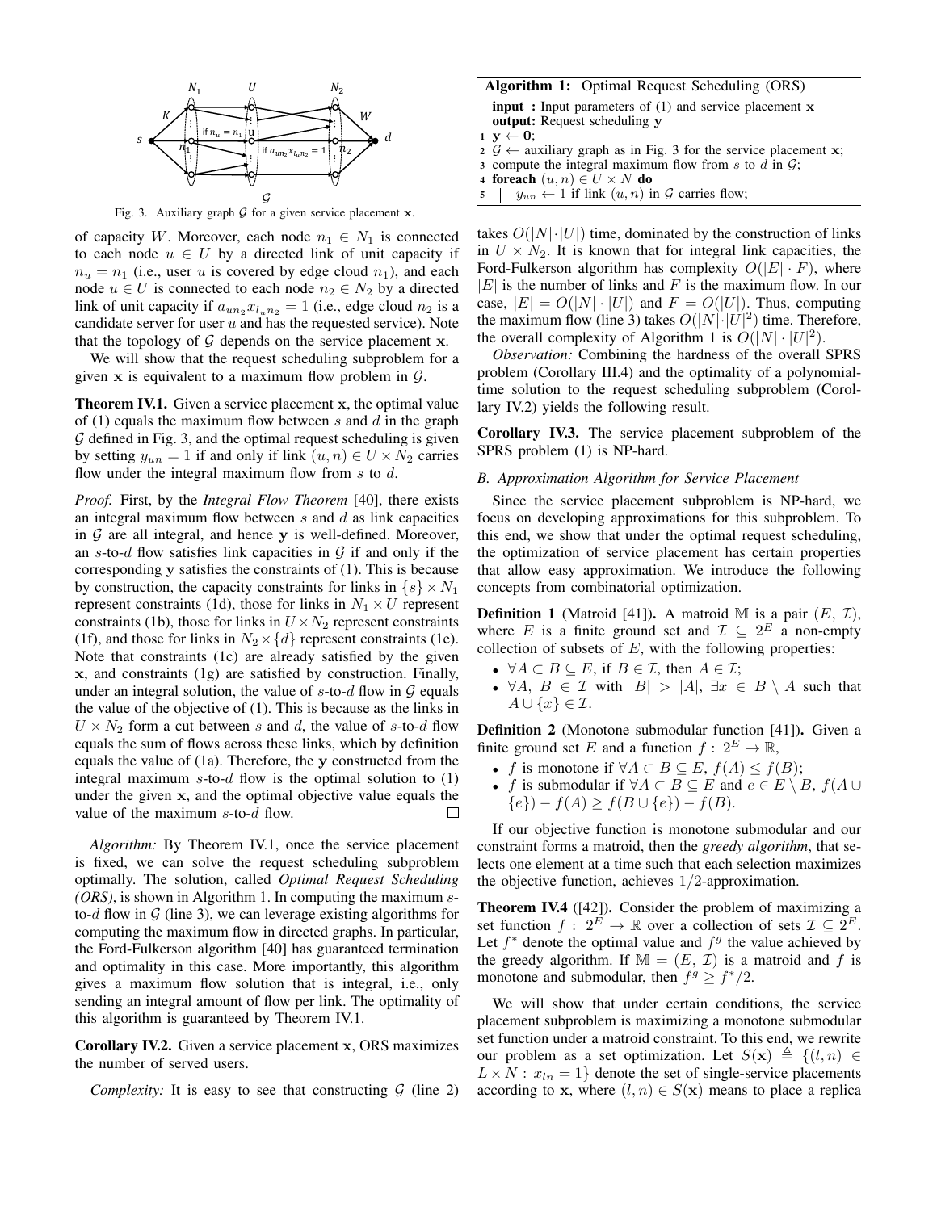Fig. 3. Auxiliary graph $\mathcal{G}$ for a given service placement $\mathbf{x}$.

of capacity $W$. Moreover, each node $n_1 \in N_1$ is connected to each node $u \in U$ by a directed link of unit capacity if $n_u = n_1$ (i.e., user $u$ is covered by edge cloud $n_1$), and each node $u \in U$ is connected to each node $n_2 \in N_2$ by a directed link of unit capacity if $a_{un_2} x_{l_u n_2} = 1$ (i.e., edge cloud $n_2$ is a candidate server for user $u$ and has the requested service). Note that the topology of $\mathcal{G}$ depends on the service placement $\mathbf{x}$.

We will show that the request scheduling subproblem for a given $\mathbf{x}$ is equivalent to a maximum flow problem in $\mathcal{G}$.

**Theorem IV.1.** Given a service placement $\mathbf{x}$, the optimal value of (1) equals the maximum flow between $s$ and $d$ in the graph $\mathcal{G}$ defined in Fig. 3, and the optimal request scheduling is given by setting $y_{un} = 1$ if and only if link $(u, n) \in U \times N_2$ carries flow under the integral maximum flow from $s$ to $d$.

*Proof.* First, by the *Integral Flow Theorem* [40], there exists an integral maximum flow between $s$ and $d$ as link capacities in $\mathcal{G}$ are all integral, and hence $\mathbf{y}$ is well-defined. Moreover, an $s$-to-$d$ flow satisfies link capacities in $\mathcal{G}$ if and only if the corresponding $\mathbf{y}$ satisfies the constraints of (1). This is because by construction, the capacity constraints for links in $\{s\} \times N_1$ represent constraints (1d), those for links in $N_1 \times U$ represent constraints (1b), those for links in $U \times N_2$ represent constraints (1f), and those for links in $N_2 \times \{d\}$ represent constraints (1e). Note that constraints (1c) are already satisfied by the given $\mathbf{x}$, and constraints (1g) are satisfied by construction. Finally, under an integral solution, the value of $s$-to-$d$ flow in $\mathcal{G}$ equals the value of the objective of (1). This is because as the links in $U \times N_2$ form a cut between $s$ and $d$, the value of $s$-to-$d$ flow equals the sum of flows across these links, which by definition equals the value of (1a). Therefore, the $\mathbf{y}$ constructed from the integral maximum $s$-to-$d$ flow is the optimal solution to (1) under the given $\mathbf{x}$, and the optimal objective value equals the value of the maximum $s$-to-$d$ flow. □

*Algorithm:* By Theorem IV.1, once the service placement is fixed, we can solve the request scheduling subproblem optimally. The solution, called *Optimal Request Scheduling (ORS)*, is shown in Algorithm 1. In computing the maximum $s$-to-$d$ flow in $\mathcal{G}$ (line 3), we can leverage existing algorithms for computing the maximum flow in directed graphs. In particular, the Ford-Fulkerson algorithm [40] has guaranteed termination and optimality in this case. More importantly, this algorithm gives a maximum flow solution that is integral, i.e., only sending an integral amount of flow per link. The optimality of this algorithm is guaranteed by Theorem IV.1.

**Corollary IV.2.** Given a service placement $\mathbf{x}$, ORS maximizes the number of served users.

*Complexity:* It is easy to see that constructing $\mathcal{G}$ (line 2) takes $O(|N| \cdot |U|)$ time, dominated by the construction of links in $U \times N_2$. It is known that for integral link capacities, the Ford-Fulkerson algorithm has complexity $O(|E| \cdot F)$, where $|E|$ is the number of links and $F$ is the maximum flow. In our case, $|E| = O(|N| \cdot |U|)$ and $F = O(|U|)$. Thus, computing the maximum flow (line 3) takes $O(|N| \cdot |U|^2)$ time. Therefore, the overall complexity of Algorithm 1 is $O(|N| \cdot |U|^2)$.

**Algorithm 1:** Optimal Request Scheduling (ORS)

```
input : Input parameters of (1) and service placement x
output: Request scheduling y
1 y ← 0;
2 G ← auxiliary graph as in Fig. 3 for the service placement x;
3 compute the integral maximum flow from s to d in G;
4 foreach (u, n) ∈ U × N do
5 |  y_un ← 1 if link (u, n) in G carries flow;
```

*Observation:* Combining the hardness of the overall SPRS problem (Corollary III.4) and the optimality of a polynomial-time solution to the request scheduling subproblem (Corollary IV.2) yields the following result.

**Corollary IV.3.** The service placement subproblem of the SPRS problem (1) is NP-hard.

### B. Approximation Algorithm for Service Placement

Since the service placement subproblem is NP-hard, we focus on developing approximations for this subproblem. To this end, we show that under the optimal request scheduling, the optimization of service placement has certain properties that allow easy approximation. We introduce the following concepts from combinatorial optimization.

**Definition 1** (Matroid [41]). A matroid $\mathbb{M}$ is a pair $(E, \mathcal{I})$, where $E$ is a finite ground set and $\mathcal{I} \subseteq 2^E$ a non-empty collection of subsets of $E$, with the following properties:

- $\forall A \subset B \subseteq E$, if $B \in \mathcal{I}$, then $A \in \mathcal{I}$;
- $\forall A,\ B \in \mathcal{I}$ with $|B| > |A|$, $\exists x \in B \setminus A$ such that $A \cup \{x\} \in \mathcal{I}$.

**Definition 2** (Monotone submodular function [41]). Given a finite ground set $E$ and a function $f : 2^E \to \mathbb{R}$,

- $f$ is monotone if $\forall A \subset B \subseteq E$, $f(A) \leq f(B)$;
- $f$ is submodular if $\forall A \subset B \subseteq E$ and $e \in E \setminus B$, $f(A \cup \{e\}) - f(A) \geq f(B \cup \{e\}) - f(B)$.

If our objective function is monotone submodular and our constraint forms a matroid, then the *greedy algorithm*, that selects one element at a time such that each selection maximizes the objective function, achieves $1/2$-approximation.

**Theorem IV.4** ([42]). Consider the problem of maximizing a set function $f : 2^E \to \mathbb{R}$ over a collection of sets $\mathcal{I} \subseteq 2^E$. Let $f^*$ denote the optimal value and $f^g$ the value achieved by the greedy algorithm. If $\mathbb{M} = (E, \mathcal{I})$ is a matroid and $f$ is monotone and submodular, then $f^g \geq f^*/2$.

We will show that under certain conditions, the service placement subproblem is maximizing a monotone submodular set function under a matroid constraint. To this end, we rewrite our problem as a set optimization. Let $S(\mathbf{x}) \triangleq \{(l, n) \in L \times N : x_{ln} = 1\}$ denote the set of single-service placements according to $\mathbf{x}$, where $(l, n) \in S(\mathbf{x})$ means to place a replica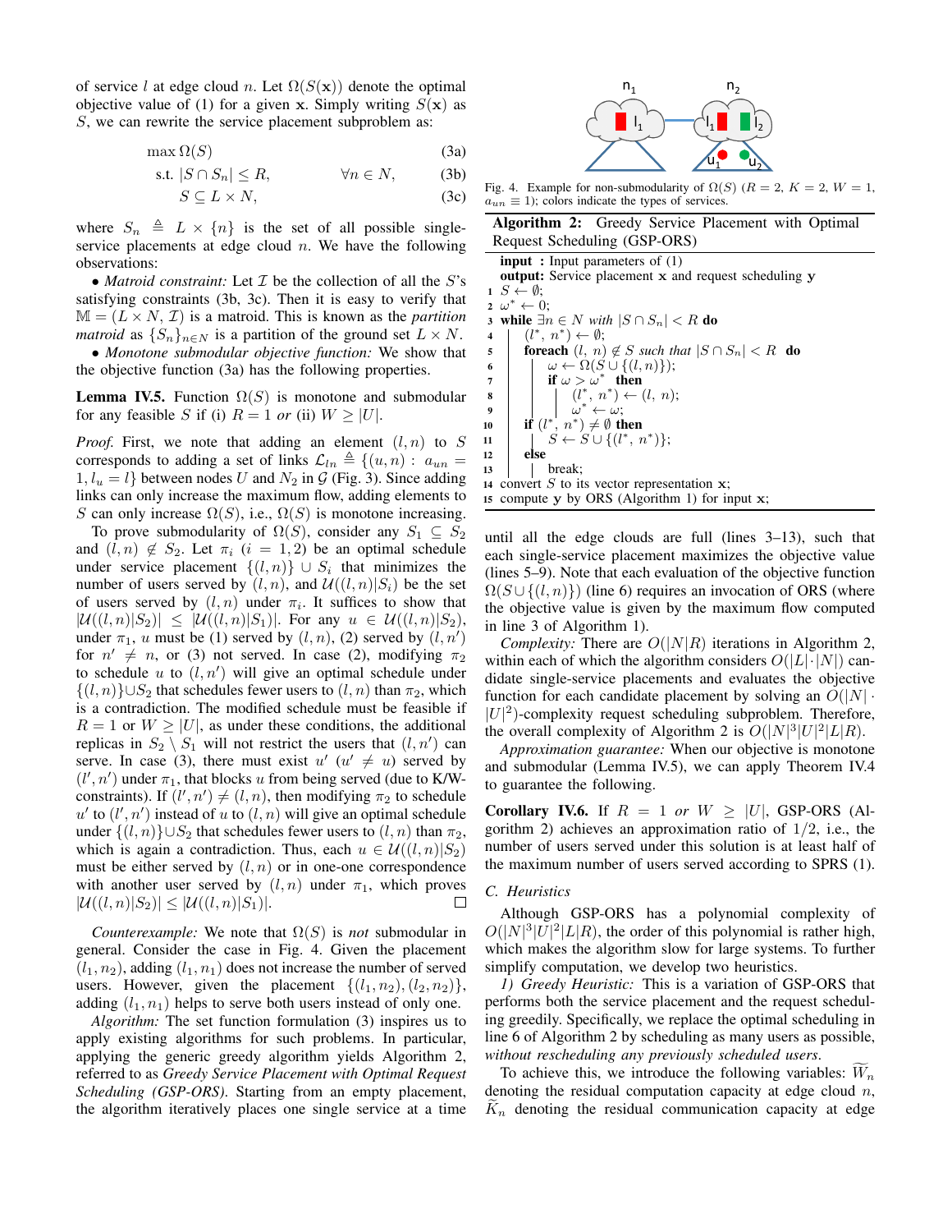of service $l$ at edge cloud $n$. Let $\Omega(S(\mathbf{x}))$ denote the optimal objective value of (1) for a given $\mathbf{x}$. Simply writing $S(\mathbf{x})$ as $S$, we can rewrite the service placement subproblem as:

$$\max \Omega(S) \tag{3a}$$

$$\text{s.t. } |S \cap S_n| \leq R, \qquad \forall n \in N, \tag{3b}$$

$$S \subseteq L \times N, \tag{3c}$$

where $S_n \triangleq L \times \{n\}$ is the set of all possible single-service placements at edge cloud $n$. We have the following observations:

• *Matroid constraint:* Let $\mathcal{I}$ be the collection of all the $S$'s satisfying constraints (3b, 3c). Then it is easy to verify that $\mathbb{M} = (L \times N, \mathcal{I})$ is a matroid. This is known as the *partition matroid* as $\{S_n\}_{n \in N}$ is a partition of the ground set $L \times N$.

• *Monotone submodular objective function:* We show that the objective function (3a) has the following properties.

**Lemma IV.5.** Function $\Omega(S)$ is monotone and submodular for any feasible $S$ if (i) $R = 1$ *or* (ii) $W \geq |U|$.

*Proof.* First, we note that adding an element $(l, n)$ to $S$ corresponds to adding a set of links $\mathcal{L}_{ln} \triangleq \{(u, n) : a_{un} = 1, l_u = l\}$ between nodes $U$ and $N_2$ in $\mathcal{G}$ (Fig. 3). Since adding links can only increase the maximum flow, adding elements to $S$ can only increase $\Omega(S)$, i.e., $\Omega(S)$ is monotone increasing.

To prove submodularity of $\Omega(S)$, consider any $S_1 \subseteq S_2$ and $(l, n) \notin S_2$. Let $\pi_i$ ($i = 1, 2$) be an optimal schedule under service placement $\{(l, n)\} \cup S_i$ that minimizes the number of users served by $(l, n)$, and $\mathcal{U}((l, n)|S_i)$ be the set of users served by $(l, n)$ under $\pi_i$. It suffices to show that $|\mathcal{U}((l, n)|S_2)| \leq |\mathcal{U}((l, n)|S_1)|$. For any $u \in \mathcal{U}((l, n)|S_2)$, under $\pi_1$, $u$ must be (1) served by $(l, n)$, (2) served by $(l, n')$ for $n' \neq n$, or (3) not served. In case (2), modifying $\pi_2$ to schedule $u$ to $(l, n')$ will give an optimal schedule under $\{(l, n)\} \cup S_2$ that schedules fewer users to $(l, n)$ than $\pi_2$, which is a contradiction. The modified schedule must be feasible if $R = 1$ or $W \geq |U|$, as under these conditions, the additional replicas in $S_2 \setminus S_1$ will not restrict the users that $(l, n')$ can serve. In case (3), there must exist $u'$ ($u' \neq u$) served by $(l', n')$ under $\pi_1$, that blocks $u$ from being served (due to K/W-constraints). If $(l', n') \neq (l, n)$, then modifying $\pi_2$ to schedule $u'$ to $(l', n')$ instead of $u$ to $(l, n)$ will give an optimal schedule under $\{(l, n)\} \cup S_2$ that schedules fewer users to $(l, n)$ than $\pi_2$, which is again a contradiction. Thus, each $u \in \mathcal{U}((l, n)|S_2)$ must be either served by $(l, n)$ or in one-one correspondence with another user served by $(l, n)$ under $\pi_1$, which proves $|\mathcal{U}((l, n)|S_2)| \leq |\mathcal{U}((l, n)|S_1)|$. □

*Counterexample:* We note that $\Omega(S)$ is *not* submodular in general. Consider the case in Fig. 4. Given the placement $(l_1, n_2)$, adding $(l_1, n_1)$ does not increase the number of served users. However, given the placement $\{(l_1, n_2), (l_2, n_2)\}$, adding $(l_1, n_1)$ helps to serve both users instead of only one.

*Algorithm:* The set function formulation (3) inspires us to apply existing algorithms for such problems. In particular, applying the generic greedy algorithm yields Algorithm 2, referred to as *Greedy Service Placement with Optimal Request Scheduling (GSP-ORS)*. Starting from an empty placement, the algorithm iteratively places one single service at a time

Fig. 4. Example for non-submodularity of $\Omega(S)$ ($R = 2$, $K = 2$, $W = 1$, $a_{un} \equiv 1$); colors indicate the types of services.

**Algorithm 2:** Greedy Service Placement with Optimal Request Scheduling (GSP-ORS)

```
input : Input parameters of (1)
output: Service placement x and request scheduling y
1  S ← ∅;
2  ω* ← 0;
3  while ∃n ∈ N with |S ∩ S_n| < R do
4      (l*, n*) ← ∅;
5      foreach (l, n) ∉ S such that |S ∩ S_n| < R do
6          ω ← Ω(S ∪ {(l, n)});
7          if ω > ω* then
8              (l*, n*) ← (l, n);
9              ω* ← ω;
10     if (l*, n*) ≠ ∅ then
11         S ← S ∪ {(l*, n*)};
12     else
13         break;
14 convert S to its vector representation x;
15 compute y by ORS (Algorithm 1) for input x;
```

until all the edge clouds are full (lines 3–13), such that each single-service placement maximizes the objective value (lines 5–9). Note that each evaluation of the objective function $\Omega(S \cup \{(l, n)\})$ (line 6) requires an invocation of ORS (where the objective value is given by the maximum flow computed in line 3 of Algorithm 1).

*Complexity:* There are $O(|N|R)$ iterations in Algorithm 2, within each of which the algorithm considers $O(|L| \cdot |N|)$ candidate single-service placements and evaluates the objective function for each candidate placement by solving an $O(|N| \cdot |U|^2)$-complexity request scheduling subproblem. Therefore, the overall complexity of Algorithm 2 is $O(|N|^3|U|^2|L|R)$.

*Approximation guarantee:* When our objective is monotone and submodular (Lemma IV.5), we can apply Theorem IV.4 to guarantee the following.

**Corollary IV.6.** If $R = 1$ *or* $W \geq |U|$, GSP-ORS (Algorithm 2) achieves an approximation ratio of $1/2$, i.e., the number of users served under this solution is at least half of the maximum number of users served according to SPRS (1).

### C. Heuristics

Although GSP-ORS has a polynomial complexity of $O(|N|^3|U|^2|L|R)$, the order of this polynomial is rather high, which makes the algorithm slow for large systems. To further simplify computation, we develop two heuristics.

*1) Greedy Heuristic:* This is a variation of GSP-ORS that performs both the service placement and the request scheduling greedily. Specifically, we replace the optimal scheduling in line 6 of Algorithm 2 by scheduling as many users as possible, *without rescheduling any previously scheduled users*.

To achieve this, we introduce the following variables: $\widetilde{W}_n$ denoting the residual computation capacity at edge cloud $n$, $\widetilde{K}_n$ denoting the residual communication capacity at edge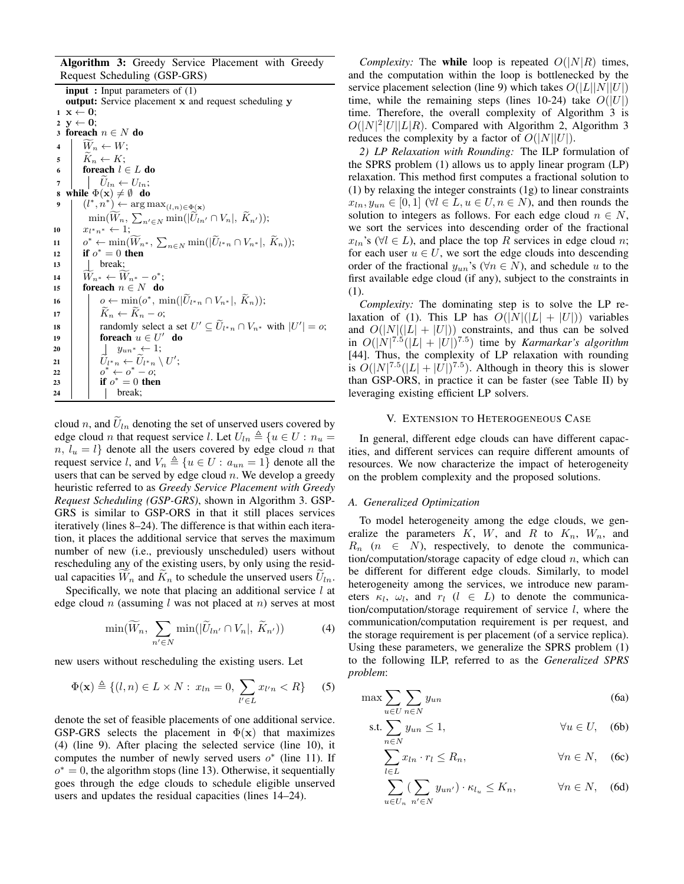**Algorithm 3:** Greedy Service Placement with Greedy Request Scheduling (GSP-GRS)

```
   input : Input parameters of (1)
   output: Service placement x and request scheduling y
 1 x ← 0;
 2 y ← 0;
 3 foreach n ∈ N do
 4     W̃_n ← W;
 5     K̃_n ← K;
 6     foreach l ∈ L do
 7         Ũ_ln ← U_ln;
 8 while Φ(x) ≠ ∅ do
 9     (l*, n*) ← arg max_{(l,n)∈Φ(x)} min(W̃_n, Σ_{n'∈N} min(|Ũ_ln' ∩ V_n|, K̃_n'));
10     x_{l*n*} ← 1;
11     o* ← min(W̃_n*, Σ_{n∈N} min(|Ũ_{l*n} ∩ V_n*|, K̃_n));
12     if o* = 0 then
13         break;
14     W̃_n* ← W̃_n* − o*;
15     foreach n ∈ N do
16         o ← min(o*, min(|Ũ_{l*n} ∩ V_n*|, K̃_n));
17         K̃_n ← K̃_n − o;
18         randomly select a set U' ⊆ Ũ_{l*n} ∩ V_n* with |U'| = o;
19         foreach u ∈ U' do
20             y_{un*} ← 1;
21         Ũ_{l*n} ← Ũ_{l*n} \ U';
22         o* ← o* − o;
23         if o* = 0 then
24             break;
```

cloud $n$, and $\widetilde{U}_{ln}$ denoting the set of unserved users covered by edge cloud $n$ that request service $l$. Let $U_{ln} \triangleq \{u \in U : n_u = n,\ l_u = l\}$ denote all the users covered by edge cloud $n$ that request service $l$, and $V_n \triangleq \{u \in U : a_{un} = 1\}$ denote all the users that can be served by edge cloud $n$. We develop a greedy heuristic referred to as *Greedy Service Placement with Greedy Request Scheduling (GSP-GRS)*, shown in Algorithm 3. GSP-GRS is similar to GSP-ORS in that it still places services iteratively (lines 8–24). The difference is that within each iteration, it places the additional service that serves the maximum number of new (i.e., previously unscheduled) users without rescheduling any of the existing users, by only using the residual capacities $\widetilde{W}_n$ and $\widetilde{K}_n$ to schedule the unserved users $\widetilde{U}_{ln}$.

Specifically, we note that placing an additional service $l$ at edge cloud $n$ (assuming $l$ was not placed at $n$) serves at most

$$\min(\widetilde{W}_n,\ \sum_{n' \in N} \min(|\widetilde{U}_{ln'} \cap V_n|,\ \widetilde{K}_{n'})) \tag{4}$$

new users without rescheduling the existing users. Let

$$\Phi(\mathbf{x}) \triangleq \{(l,n) \in L \times N : x_{ln} = 0,\ \sum_{l' \in L} x_{l'n} < R\} \tag{5}$$

denote the set of feasible placements of one additional service. GSP-GRS selects the placement in $\Phi(\mathbf{x})$ that maximizes (4) (line 9). After placing the selected service (line 10), it computes the number of newly served users $o^*$ (line 11). If $o^* = 0$, the algorithm stops (line 13). Otherwise, it sequentially goes through the edge clouds to schedule eligible unserved users and updates the residual capacities (lines 14–24).

*Complexity:* The **while** loop is repeated $O(|N|R)$ times, and the computation within the loop is bottlenecked by the service placement selection (line 9) which takes $O(|L||N||U|)$ time, while the remaining steps (lines 10-24) take $O(|U|)$ time. Therefore, the overall complexity of Algorithm 3 is $O(|N|^2|U||L|R)$. Compared with Algorithm 2, Algorithm 3 reduces the complexity by a factor of $O(|N||U|)$.

*2) LP Relaxation with Rounding:* The ILP formulation of the SPRS problem (1) allows us to apply linear program (LP) relaxation. This method first computes a fractional solution to (1) by relaxing the integer constraints (1g) to linear constraints $x_{ln}, y_{un} \in [0,1]$ ($\forall l \in L, u \in U, n \in N$), and then rounds the solution to integers as follows. For each edge cloud $n \in N$, we sort the services into descending order of the fractional $x_{ln}$'s ($\forall l \in L$), and place the top $R$ services in edge cloud $n$; for each user $u \in U$, we sort the edge clouds into descending order of the fractional $y_{un}$'s ($\forall n \in N$), and schedule $u$ to the first available edge cloud (if any), subject to the constraints in (1).

*Complexity:* The dominating step is to solve the LP relaxation of (1). This LP has $O(|N|(|L| + |U|))$ variables and $O(|N|(|L| + |U|))$ constraints, and thus can be solved in $O(|N|^{7.5}(|L| + |U|)^{7.5})$ time by *Karmarkar's algorithm* [44]. Thus, the complexity of LP relaxation with rounding is $O(|N|^{7.5}(|L| + |U|)^{7.5})$. Although in theory this is slower than GSP-ORS, in practice it can be faster (see Table II) by leveraging existing efficient LP solvers.

## V. Extension to Heterogeneous Case

In general, different edge clouds can have different capacities, and different services can require different amounts of resources. We now characterize the impact of heterogeneity on the problem complexity and the proposed solutions.

### A. Generalized Optimization

To model heterogeneity among the edge clouds, we generalize the parameters $K$, $W$, and $R$ to $K_n$, $W_n$, and $R_n$ ($n \in N$), respectively, to denote the communication/computation/storage capacity of edge cloud $n$, which can be different for different edge clouds. Similarly, to model heterogeneity among the services, we introduce new parameters $\kappa_l$, $\omega_l$, and $r_l$ ($l \in L$) to denote the communication/computation/storage requirement of service $l$, where the communication/computation requirement is per request, and the storage requirement is per placement (of a service replica). Using these parameters, we generalize the SPRS problem (1) to the following ILP, referred to as the *Generalized SPRS problem*:

$$\max \sum_{u \in U} \sum_{n \in N} y_{un} \tag{6a}$$

$$\text{s.t.} \sum_{n \in N} y_{un} \le 1, \qquad \forall u \in U, \tag{6b}$$

$$\sum_{l \in L} x_{ln} \cdot r_l \le R_n, \qquad \forall n \in N, \tag{6c}$$

$$\sum_{u \in U_n} (\sum_{n' \in N} y_{un'}) \cdot \kappa_{l_u} \le K_n, \qquad \forall n \in N, \tag{6d}$$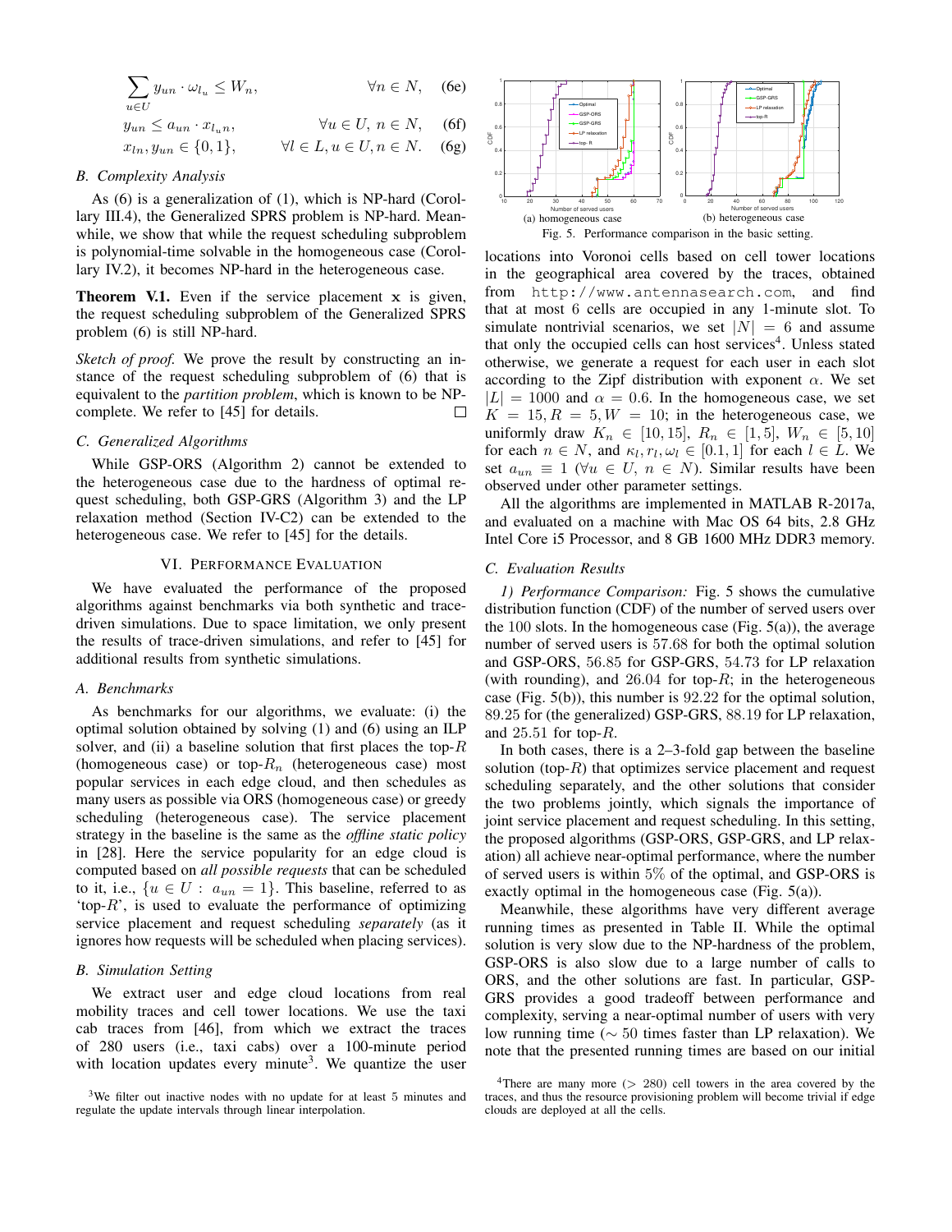$$\sum_{u \in U} y_{un} \cdot \omega_{l_u} \leq W_n, \qquad \forall n \in N, \quad (6e)$$

$$y_{un} \leq a_{un} \cdot x_{l_u n}, \qquad \forall u \in U, n \in N, \quad (6f)$$

$$x_{ln}, y_{un} \in \{0, 1\}, \qquad \forall l \in L, u \in U, n \in N. \quad (6g)$$

### B. Complexity Analysis

As (6) is a generalization of (1), which is NP-hard (Corollary III.4), the Generalized SPRS problem is NP-hard. Meanwhile, we show that while the request scheduling subproblem is polynomial-time solvable in the homogeneous case (Corollary IV.2), it becomes NP-hard in the heterogeneous case.

**Theorem V.1.** Even if the service placement $\mathbf{x}$ is given, the request scheduling subproblem of the Generalized SPRS problem (6) is still NP-hard.

*Sketch of proof.* We prove the result by constructing an instance of the request scheduling subproblem of (6) that is equivalent to the *partition problem*, which is known to be NP-complete. We refer to [45] for details. □

### C. Generalized Algorithms

While GSP-ORS (Algorithm 2) cannot be extended to the heterogeneous case due to the hardness of optimal request scheduling, both GSP-GRS (Algorithm 3) and the LP relaxation method (Section IV-C2) can be extended to the heterogeneous case. We refer to [45] for the details.

## VI. Performance Evaluation

We have evaluated the performance of the proposed algorithms against benchmarks via both synthetic and trace-driven simulations. Due to space limitation, we only present the results of trace-driven simulations, and refer to [45] for additional results from synthetic simulations.

### A. Benchmarks

As benchmarks for our algorithms, we evaluate: (i) the optimal solution obtained by solving (1) and (6) using an ILP solver, and (ii) a baseline solution that first places the top-$R$ (homogeneous case) or top-$R_n$ (heterogeneous case) most popular services in each edge cloud, and then schedules as many users as possible via ORS (homogeneous case) or greedy scheduling (heterogeneous case). The service placement strategy in the baseline is the same as the *offline static policy* in [28]. Here the service popularity for an edge cloud is computed based on *all possible requests* that can be scheduled to it, i.e., $\{u \in U : a_{un} = 1\}$. This baseline, referred to as 'top-$R$', is used to evaluate the performance of optimizing service placement and request scheduling *separately* (as it ignores how requests will be scheduled when placing services).

### B. Simulation Setting

We extract user and edge cloud locations from real mobility traces and cell tower locations. We use the taxi cab traces from [46], from which we extract the traces of 280 users (i.e., taxi cabs) over a 100-minute period with location updates every minute[3]. We quantize the user locations into Voronoi cells based on cell tower locations in the geographical area covered by the traces, obtained from `http://www.antennasearch.com`, and find that at most 6 cells are occupied in any 1-minute slot. To simulate nontrivial scenarios, we set $|N| = 6$ and assume that only the occupied cells can host services[4]. Unless stated otherwise, we generate a request for each user in each slot according to the Zipf distribution with exponent $\alpha$. We set $|L| = 1000$ and $\alpha = 0.6$. In the homogeneous case, we set $K = 15, R = 5, W = 10$; in the heterogeneous case, we uniformly draw $K_n \in [10, 15]$, $R_n \in [1, 5]$, $W_n \in [5, 10]$ for each $n \in N$, and $\kappa_l, r_l, \omega_l \in [0.1, 1]$ for each $l \in L$. We set $a_{un} \equiv 1$ ($\forall u \in U$, $n \in N$). Similar results have been observed under other parameter settings.

All the algorithms are implemented in MATLAB R-2017a, and evaluated on a machine with Mac OS 64 bits, 2.8 GHz Intel Core i5 Processor, and 8 GB 1600 MHz DDR3 memory.

(a) homogeneous case (b) heterogeneous case

Fig. 5. Performance comparison in the basic setting.

### C. Evaluation Results

*1) Performance Comparison:* Fig. 5 shows the cumulative distribution function (CDF) of the number of served users over the 100 slots. In the homogeneous case (Fig. 5(a)), the average number of served users is 57.68 for both the optimal solution and GSP-ORS, 56.85 for GSP-GRS, 54.73 for LP relaxation (with rounding), and 26.04 for top-$R$; in the heterogeneous case (Fig. 5(b)), this number is 92.22 for the optimal solution, 89.25 for (the generalized) GSP-GRS, 88.19 for LP relaxation, and 25.51 for top-$R$.

In both cases, there is a 2–3-fold gap between the baseline solution (top-$R$) that optimizes service placement and request scheduling separately, and the other solutions that consider the two problems jointly, which signals the importance of joint service placement and request scheduling. In this setting, the proposed algorithms (GSP-ORS, GSP-GRS, and LP relaxation) all achieve near-optimal performance, where the number of served users is within 5% of the optimal, and GSP-ORS is exactly optimal in the homogeneous case (Fig. 5(a)).

Meanwhile, these algorithms have very different average running times as presented in Table II. While the optimal solution is very slow due to the NP-hardness of the problem, GSP-ORS is also slow due to a large number of calls to ORS, and the other solutions are fast. In particular, GSP-GRS provides a good tradeoff between performance and complexity, serving a near-optimal number of users with very low running time ($\sim 50$ times faster than LP relaxation). We note that the presented running times are based on our initial

[3]We filter out inactive nodes with no update for at least 5 minutes and regulate the update intervals through linear interpolation.

[4]There are many more ($> 280$) cell towers in the area covered by the traces, and thus the resource provisioning problem will become trivial if edge clouds are deployed at all the cells.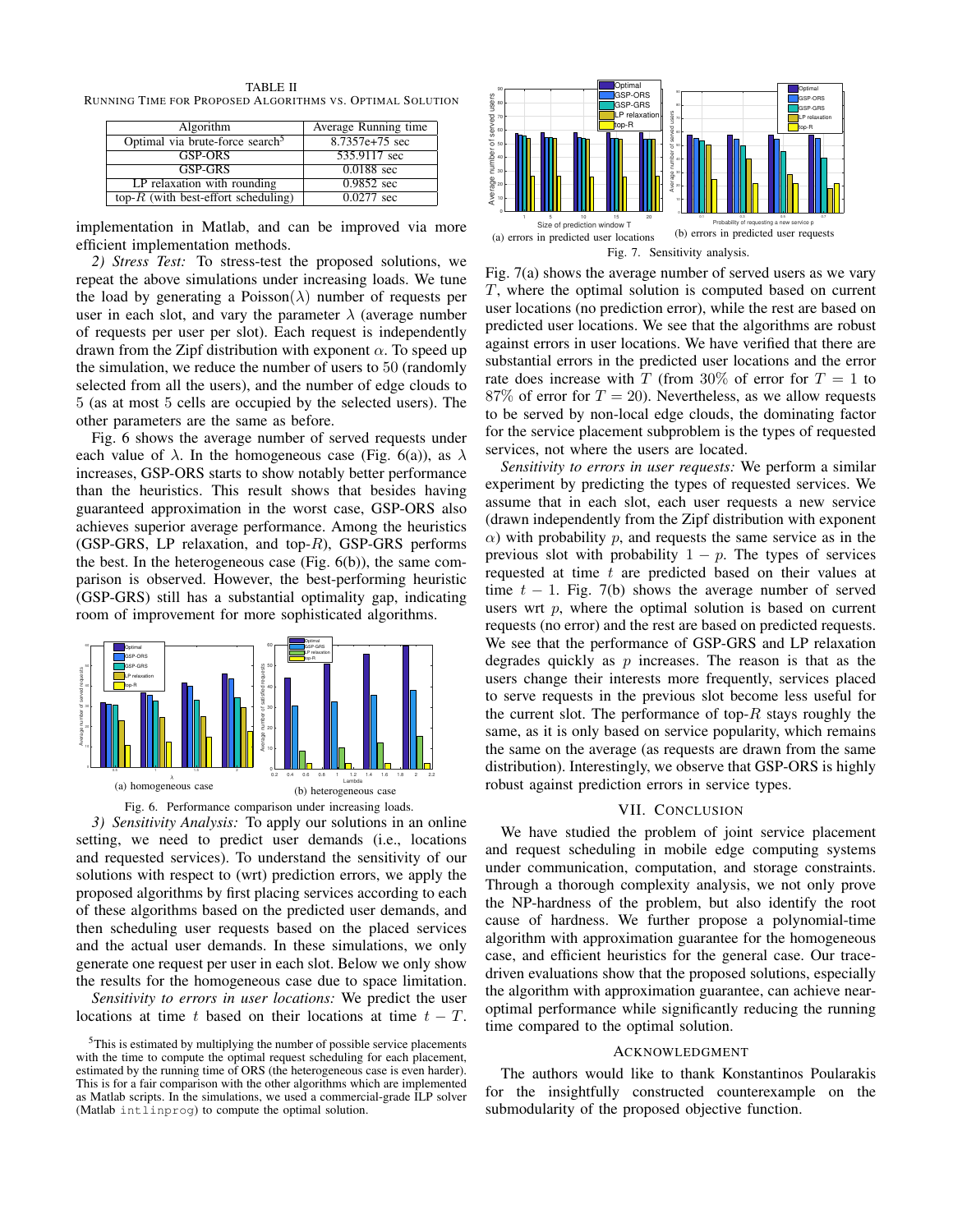TABLE II
RUNNING TIME FOR PROPOSED ALGORITHMS VS. OPTIMAL SOLUTION

| Algorithm | Average Running time |
|---|---|
| Optimal via brute-force search[5] | 8.7357e+75 sec |
| GSP-ORS | 535.9117 sec |
| GSP-GRS | 0.0188 sec |
| LP relaxation with rounding | 0.9852 sec |
| top-$R$ (with best-effort scheduling) | 0.0277 sec |

implementation in Matlab, and can be improved via more efficient implementation methods.

*2) Stress Test:* To stress-test the proposed solutions, we repeat the above simulations under increasing loads. We tune the load by generating a Poisson($\lambda$) number of requests per user in each slot, and vary the parameter $\lambda$ (average number of requests per user per slot). Each request is independently drawn from the Zipf distribution with exponent $\alpha$. To speed up the simulation, we reduce the number of users to 50 (randomly selected from all the users), and the number of edge clouds to 5 (as at most 5 cells are occupied by the selected users). The other parameters are the same as before.

Fig. 6 shows the average number of served requests under each value of $\lambda$. In the homogeneous case (Fig. 6(a)), as $\lambda$ increases, GSP-ORS starts to show notably better performance than the heuristics. This result shows that besides having guaranteed approximation in the worst case, GSP-ORS also achieves superior average performance. Among the heuristics (GSP-GRS, LP relaxation, and top-$R$), GSP-GRS performs the best. In the heterogeneous case (Fig. 6(b)), the same comparison is observed. However, the best-performing heuristic (GSP-GRS) still has a substantial optimality gap, indicating room of improvement for more sophisticated algorithms.

(a) homogeneous case (b) heterogeneous case

Fig. 6. Performance comparison under increasing loads.

*3) Sensitivity Analysis:* To apply our solutions in an online setting, we need to predict user demands (i.e., locations and requested services). To understand the sensitivity of our solutions with respect to (wrt) prediction errors, we apply the proposed algorithms by first placing services according to each of these algorithms based on the predicted user demands, and then scheduling user requests based on the placed services and the actual user demands. In these simulations, we only generate one request per user in each slot. Below we only show the results for the homogeneous case due to space limitation.

*Sensitivity to errors in user locations:* We predict the user locations at time $t$ based on their locations at time $t - T$.

[5]This is estimated by multiplying the number of possible service placements with the time to compute the optimal request scheduling for each placement, estimated by the running time of ORS (the heterogeneous case is even harder). This is for a fair comparison with the other algorithms which are implemented as Matlab scripts. In the simulations, we used a commercial-grade ILP solver (Matlab `intlinprog`) to compute the optimal solution.

(a) errors in predicted user locations (b) errors in predicted user requests

Fig. 7. Sensitivity analysis.

Fig. 7(a) shows the average number of served users as we vary $T$, where the optimal solution is computed based on current user locations (no prediction error), while the rest are based on predicted user locations. We see that the algorithms are robust against errors in user locations. We have verified that there are substantial errors in the predicted user locations and the error rate does increase with $T$ (from 30% of error for $T = 1$ to 87% of error for $T = 20$). Nevertheless, as we allow requests to be served by non-local edge clouds, the dominating factor for the service placement subproblem is the types of requested services, not where the users are located.

*Sensitivity to errors in user requests:* We perform a similar experiment by predicting the types of requested services. We assume that in each slot, each user requests a new service (drawn independently from the Zipf distribution with exponent $\alpha$) with probability $p$, and requests the same service as in the previous slot with probability $1 - p$. The types of services requested at time $t$ are predicted based on their values at time $t - 1$. Fig. 7(b) shows the average number of served users wrt $p$, where the optimal solution is based on current requests (no error) and the rest are based on predicted requests. We see that the performance of GSP-GRS and LP relaxation degrades quickly as $p$ increases. The reason is that as the users change their interests more frequently, services placed to serve requests in the previous slot become less useful for the current slot. The performance of top-$R$ stays roughly the same, as it is only based on service popularity, which remains the same on the average (as requests are drawn from the same distribution). Interestingly, we observe that GSP-ORS is highly robust against prediction errors in service types.

## VII. CONCLUSION

We have studied the problem of joint service placement and request scheduling in mobile edge computing systems under communication, computation, and storage constraints. Through a thorough complexity analysis, we not only prove the NP-hardness of the problem, but also identify the root cause of hardness. We further propose a polynomial-time algorithm with approximation guarantee for the homogeneous case, and efficient heuristics for the general case. Our trace-driven evaluations show that the proposed solutions, especially the algorithm with approximation guarantee, can achieve near-optimal performance while significantly reducing the running time compared to the optimal solution.

## ACKNOWLEDGMENT

The authors would like to thank Konstantinos Poularakis for the insightfully constructed counterexample on the submodularity of the proposed objective function.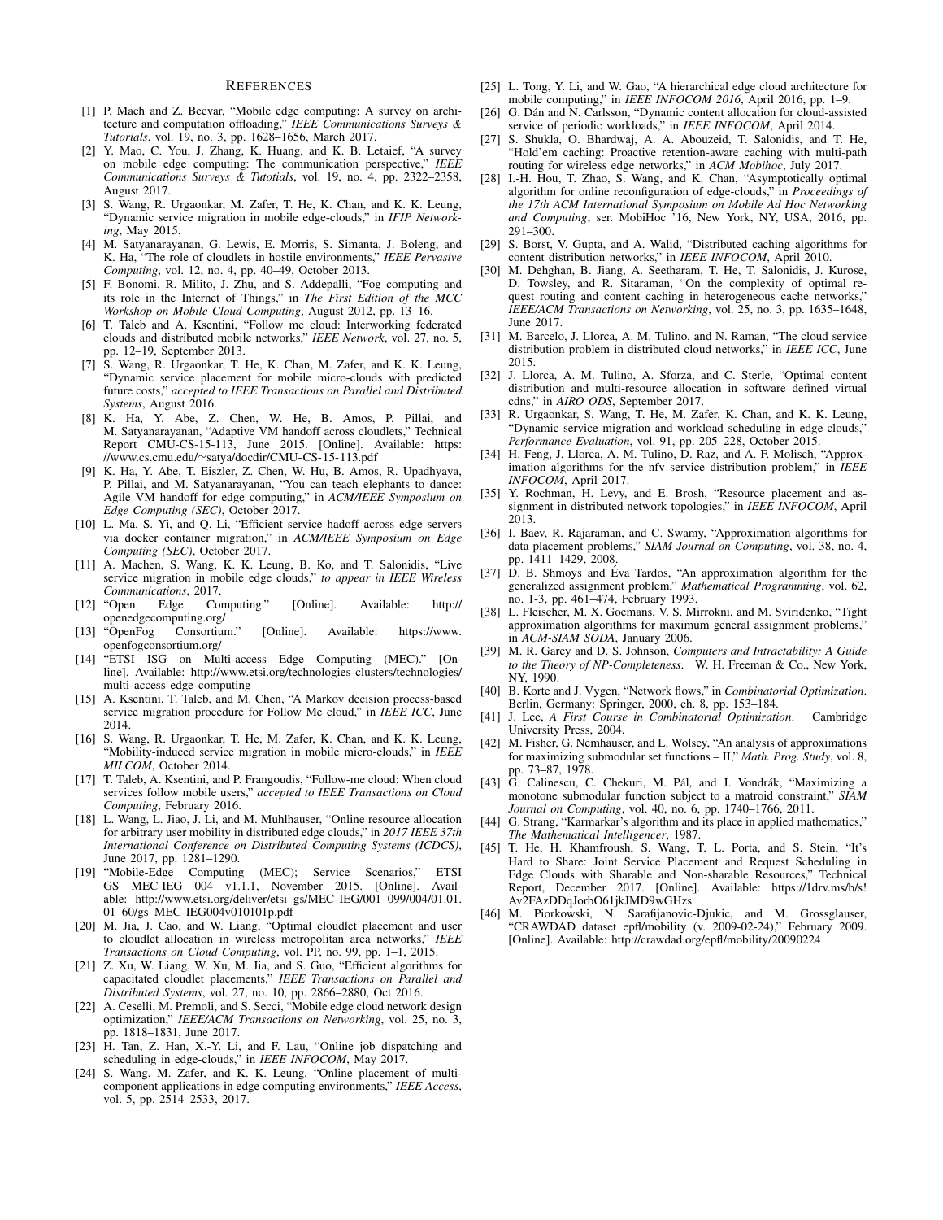# References

[1] P. Mach and Z. Becvar, "Mobile edge computing: A survey on architecture and computation offloading," *IEEE Communications Surveys & Tutorials*, vol. 19, no. 3, pp. 1628–1656, March 2017.

[2] Y. Mao, C. You, J. Zhang, K. Huang, and K. B. Letaief, "A survey on mobile edge computing: The communication perspective," *IEEE Communications Surveys & Tutotials*, vol. 19, no. 4, pp. 2322–2358, August 2017.

[3] S. Wang, R. Urgaonkar, M. Zafer, T. He, K. Chan, and K. K. Leung, "Dynamic service migration in mobile edge-clouds," in *IFIP Networking*, May 2015.

[4] M. Satyanarayanan, G. Lewis, E. Morris, S. Simanta, J. Boleng, and K. Ha, "The role of cloudlets in hostile environments," *IEEE Pervasive Computing*, vol. 12, no. 4, pp. 40–49, October 2013.

[5] F. Bonomi, R. Milito, J. Zhu, and S. Addepalli, "Fog computing and its role in the Internet of Things," in *The First Edition of the MCC Workshop on Mobile Cloud Computing*, August 2012, pp. 13–16.

[6] T. Taleb and A. Ksentini, "Follow me cloud: Interworking federated clouds and distributed mobile networks," *IEEE Network*, vol. 27, no. 5, pp. 12–19, September 2013.

[7] S. Wang, R. Urgaonkar, T. He, K. Chan, M. Zafer, and K. K. Leung, "Dynamic service placement for mobile micro-clouds with predicted future costs," *accepted to IEEE Transactions on Parallel and Distributed Systems*, August 2016.

[8] K. Ha, Y. Abe, Z. Chen, W. He, B. Amos, P. Pillai, and M. Satyanarayanan, "Adaptive VM handoff across cloudlets," Technical Report CMU-CS-15-113, June 2015. [Online]. Available: https://www.cs.cmu.edu/~satya/docdir/CMU-CS-15-113.pdf

[9] K. Ha, Y. Abe, T. Eiszler, Z. Chen, W. Hu, B. Amos, R. Upadhyaya, P. Pillai, and M. Satyanarayanan, "You can teach elephants to dance: Agile VM handoff for edge computing," in *ACM/IEEE Symposium on Edge Computing (SEC)*, October 2017.

[10] L. Ma, S. Yi, and Q. Li, "Efficient service hadoff across edge servers via docker container migration," in *ACM/IEEE Symposium on Edge Computing (SEC)*, October 2017.

[11] A. Machen, S. Wang, K. K. Leung, B. Ko, and T. Salonidis, "Live service migration in mobile edge clouds," *to appear in IEEE Wireless Communications*, 2017.

[12] "Open Edge Computing." [Online]. Available: http://openedgecomputing.org/

[13] "OpenFog Consortium." [Online]. Available: https://www.openfogconsortium.org/

[14] "ETSI ISG on Multi-access Edge Computing (MEC)." [Online]. Available: http://www.etsi.org/technologies-clusters/technologies/multi-access-edge-computing

[15] A. Ksentini, T. Taleb, and M. Chen, "A Markov decision process-based service migration procedure for Follow Me cloud," in *IEEE ICC*, June 2014.

[16] S. Wang, R. Urgaonkar, T. He, M. Zafer, K. Chan, and K. K. Leung, "Mobility-induced service migration in mobile micro-clouds," in *IEEE MILCOM*, October 2014.

[17] T. Taleb, A. Ksentini, and P. Frangoudis, "Follow-me cloud: When cloud services follow mobile users," *accepted to IEEE Transactions on Cloud Computing*, February 2016.

[18] L. Wang, L. Jiao, J. Li, and M. Muhlhauser, "Online resource allocation for arbitrary user mobility in distributed edge clouds," in *2017 IEEE 37th International Conference on Distributed Computing Systems (ICDCS)*, June 2017, pp. 1281–1290.

[19] "Mobile-Edge Computing (MEC); Service Scenarios," ETSI GS MEC-IEG 004 v1.1.1, November 2015. [Online]. Available: http://www.etsi.org/deliver/etsi_gs/MEC-IEG/001_099/004/01.01.01_60/gs_MEC-IEG004v010101p.pdf

[20] M. Jia, J. Cao, and W. Liang, "Optimal cloudlet placement and user to cloudlet allocation in wireless metropolitan area networks," *IEEE Transactions on Cloud Computing*, vol. PP, no. 99, pp. 1–1, 2015.

[21] Z. Xu, W. Liang, W. Xu, M. Jia, and S. Guo, "Efficient algorithms for capacitated cloudlet placements," *IEEE Transactions on Parallel and Distributed Systems*, vol. 27, no. 10, pp. 2866–2880, Oct 2016.

[22] A. Ceselli, M. Premoli, and S. Secci, "Mobile edge cloud network design optimization," *IEEE/ACM Transactions on Networking*, vol. 25, no. 3, pp. 1818–1831, June 2017.

[23] H. Tan, Z. Han, X.-Y. Li, and F. Lau, "Online job dispatching and scheduling in edge-clouds," in *IEEE INFOCOM*, May 2017.

[24] S. Wang, M. Zafer, and K. K. Leung, "Online placement of multi-component applications in edge computing environments," *IEEE Access*, vol. 5, pp. 2514–2533, 2017.

[25] L. Tong, Y. Li, and W. Gao, "A hierarchical edge cloud architecture for mobile computing," in *IEEE INFOCOM 2016*, April 2016, pp. 1–9.

[26] G. Dán and N. Carlsson, "Dynamic content allocation for cloud-assisted service of periodic workloads," in *IEEE INFOCOM*, April 2014.

[27] S. Shukla, O. Bhardwaj, A. A. Abouzeid, T. Salonidis, and T. He, "Hold'em caching: Proactive retention-aware caching with multi-path routing for wireless edge networks," in *ACM Mobihoc*, July 2017.

[28] I.-H. Hou, T. Zhao, S. Wang, and K. Chan, "Asymptotically optimal algorithm for online reconfiguration of edge-clouds," in *Proceedings of the 17th ACM International Symposium on Mobile Ad Hoc Networking and Computing*, ser. MobiHoc '16, New York, NY, USA, 2016, pp. 291–300.

[29] S. Borst, V. Gupta, and A. Walid, "Distributed caching algorithms for content distribution networks," in *IEEE INFOCOM*, April 2010.

[30] M. Dehghan, B. Jiang, A. Seetharam, T. He, T. Salonidis, J. Kurose, D. Towsley, and R. Sitaraman, "On the complexity of optimal request routing and content caching in heterogeneous cache networks," *IEEE/ACM Transactions on Networking*, vol. 25, no. 3, pp. 1635–1648, June 2017.

[31] M. Barcelo, J. Llorca, A. M. Tulino, and N. Raman, "The cloud service distribution problem in distributed cloud networks," in *IEEE ICC*, June 2015.

[32] J. Llorca, A. M. Tulino, A. Sforza, and C. Sterle, "Optimal content distribution and multi-resource allocation in software defined virtual cdns," in *AIRO ODS*, September 2017.

[33] R. Urgaonkar, S. Wang, T. He, M. Zafer, K. Chan, and K. K. Leung, "Dynamic service migration and workload scheduling in edge-clouds," *Performance Evaluation*, vol. 91, pp. 205–228, October 2015.

[34] H. Feng, J. Llorca, A. M. Tulino, D. Raz, and A. F. Molisch, "Approximation algorithms for the nfv service distribution problem," in *IEEE INFOCOM*, April 2017.

[35] Y. Rochman, H. Levy, and E. Brosh, "Resource placement and assignment in distributed network topologies," in *IEEE INFOCOM*, April 2013.

[36] I. Baev, R. Rajaraman, and C. Swamy, "Approximation algorithms for data placement problems," *SIAM Journal on Computing*, vol. 38, no. 4, pp. 1411–1429, 2008.

[37] D. B. Shmoys and Éva Tardos, "An approximation algorithm for the generalized assignment problem," *Mathematical Programming*, vol. 62, no. 1-3, pp. 461–474, February 1993.

[38] L. Fleischer, M. X. Goemans, V. S. Mirrokni, and M. Sviridenko, "Tight approximation algorithms for maximum general assignment problems," in *ACM-SIAM SODA*, January 2006.

[39] M. R. Garey and D. S. Johnson, *Computers and Intractability: A Guide to the Theory of NP-Completeness*. W. H. Freeman & Co., New York, NY, 1990.

[40] B. Korte and J. Vygen, "Network flows," in *Combinatorial Optimization*. Berlin, Germany: Springer, 2000, ch. 8, pp. 153–184.

[41] J. Lee, *A First Course in Combinatorial Optimization*. Cambridge University Press, 2004.

[42] M. Fisher, G. Nemhauser, and L. Wolsey, "An analysis of approximations for maximizing submodular set functions – II," *Math. Prog. Study*, vol. 8, pp. 73–87, 1978.

[43] G. Calinescu, C. Chekuri, M. Pál, and J. Vondrák, "Maximizing a monotone submodular function subject to a matroid constraint," *SIAM Journal on Computing*, vol. 40, no. 6, pp. 1740–1766, 2011.

[44] G. Strang, "Karmarkar's algorithm and its place in applied mathematics," *The Mathematical Intelligencer*, 1987.

[45] T. He, H. Khamfroush, S. Wang, T. L. Porta, and S. Stein, "It's Hard to Share: Joint Service Placement and Request Scheduling in Edge Clouds with Sharable and Non-sharable Resources," Technical Report, December 2017. [Online]. Available: https://1drv.ms/b/s!Av2FAzDDqJorbO61jkJMD9wGHzs

[46] M. Piorkowski, N. Sarafijanovic-Djukic, and M. Grossglauser, "CRAWDAD dataset epfl/mobility (v. 2009-02-24)," February 2009. [Online]. Available: http://crawdad.org/epfl/mobility/20090224